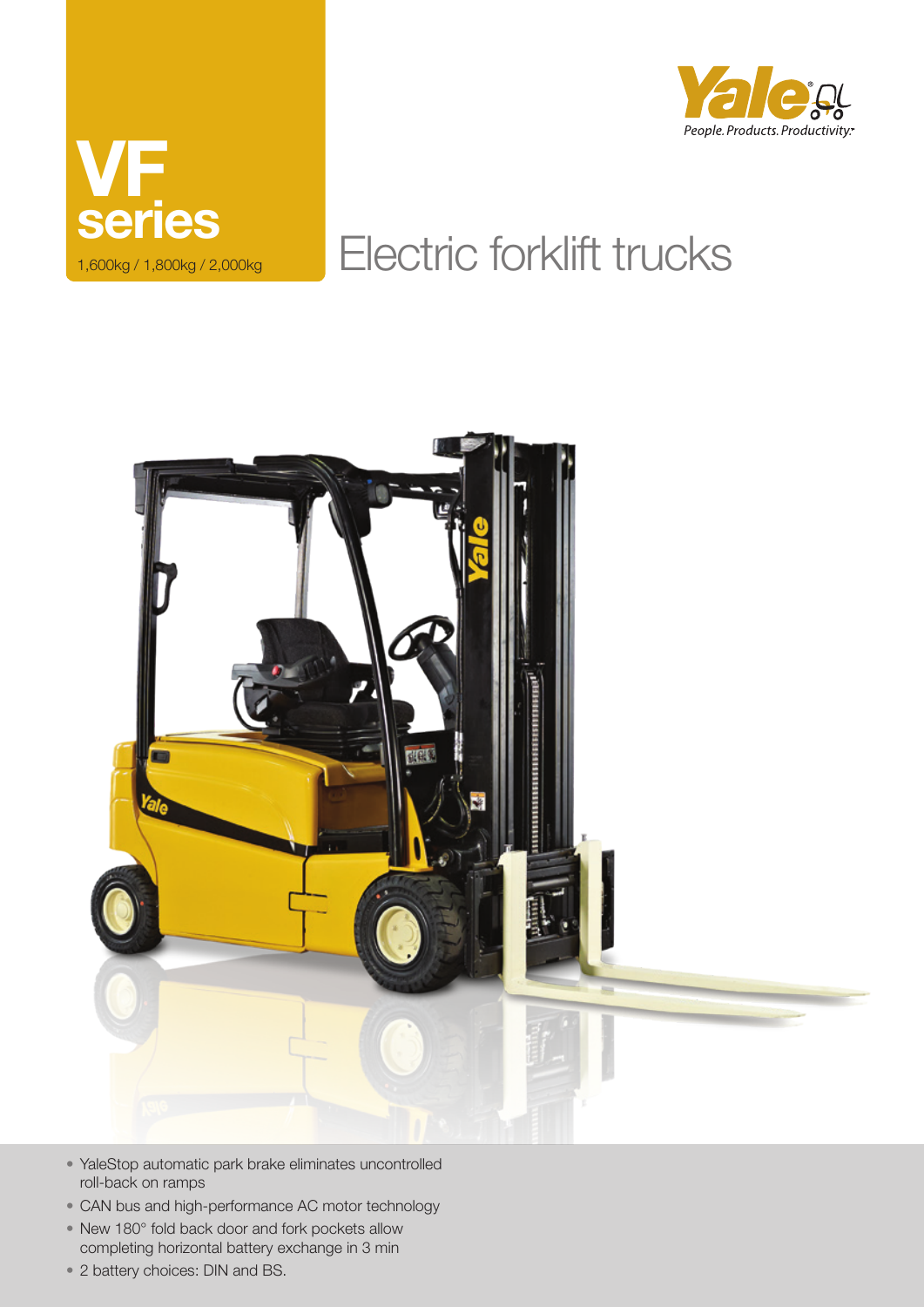# VF series

1,600kg / 1,800kg / 2,000kg

Yale People. Products. Productivity.

## Electric forklift trucks

- YaleStop automatic park brake eliminates uncontrolled roll-back on ramps
- CAN bus and high-performance AC motor technology
- New 180° fold back door and fork pockets allow completing horizontal battery exchange in 3 min
- 2 battery choices: DIN and BS.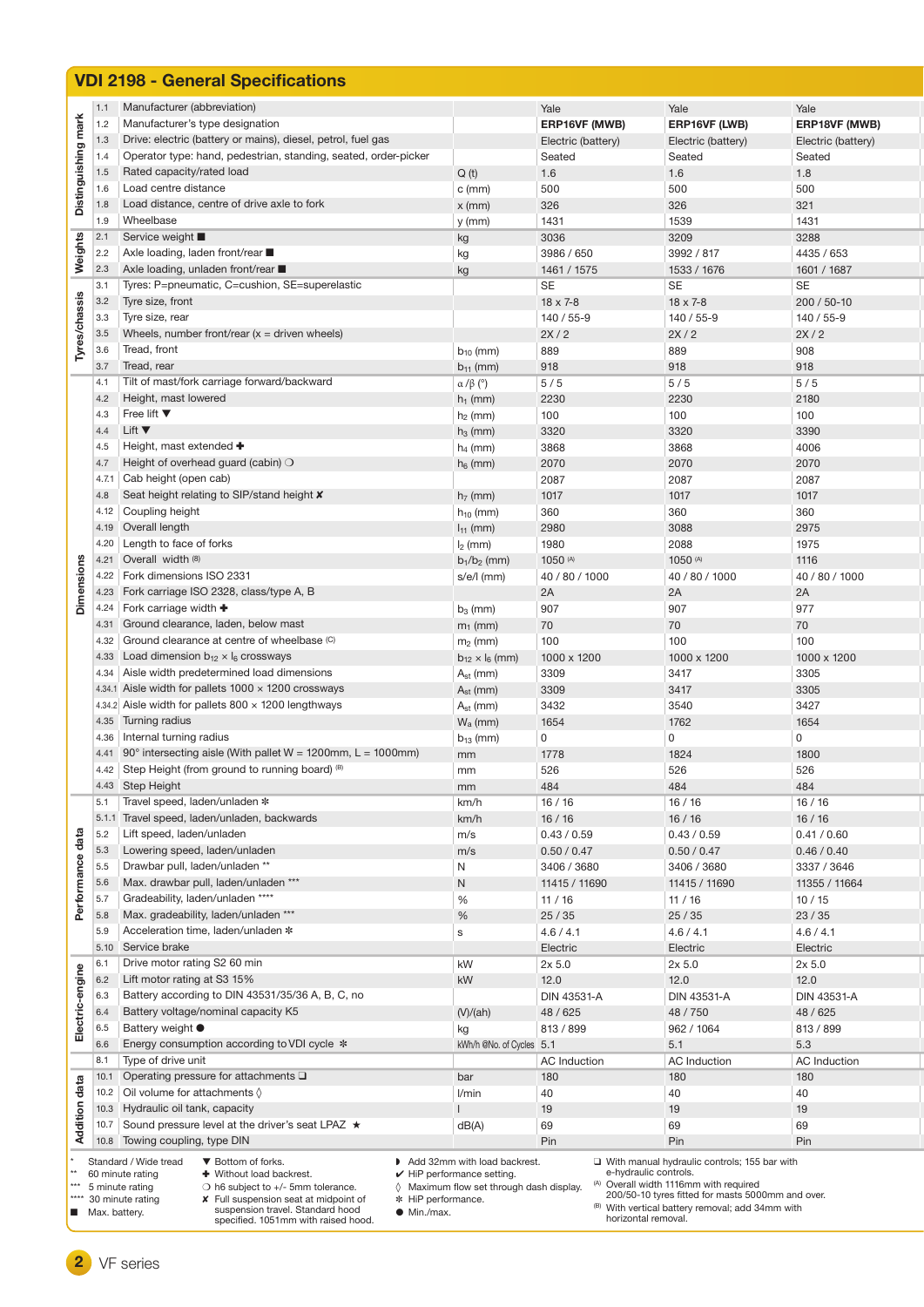## VDI 2198 - General Specifications

| Section | No. | Description | Unit | Yale | Yale | Yale |
|---|---|---|---|---|---|---|
| Distinguishing mark | 1.1 | Manufacturer (abbreviation) | | Yale | Yale | Yale |
| | 1.2 | Manufacturer's type designation | | **ERP16VF (MWB)** | **ERP16VF (LWB)** | **ERP18VF (MWB)** |
| | 1.3 | Drive: electric (battery or mains), diesel, petrol, fuel gas | | Electric (battery) | Electric (battery) | Electric (battery) |
| | 1.4 | Operator type: hand, pedestrian, standing, seated, order-picker | | Seated | Seated | Seated |
| | 1.5 | Rated capacity/rated load | Q (t) | 1.6 | 1.6 | 1.8 |
| | 1.6 | Load centre distance | c (mm) | 500 | 500 | 500 |
| | 1.8 | Load distance, centre of drive axle to fork | x (mm) | 326 | 326 | 321 |
| | 1.9 | Wheelbase | y (mm) | 1431 | 1539 | 1431 |
| Weights | 2.1 | Service weight ■ | kg | 3036 | 3209 | 3288 |
| | 2.2 | Axle loading, laden front/rear ■ | kg | 3986 / 650 | 3992 / 817 | 4435 / 653 |
| | 2.3 | Axle loading, unladen front/rear ■ | kg | 1461 / 1575 | 1533 / 1676 | 1601 / 1687 |
| Tyres/chassis | 3.1 | Tyres: P=pneumatic, C=cushion, SE=superelastic | | SE | SE | SE |
| | 3.2 | Tyre size, front | | 18 x 7-8 | 18 x 7-8 | 200 / 50-10 |
| | 3.3 | Tyre size, rear | | 140 / 55-9 | 140 / 55-9 | 140 / 55-9 |
| | 3.5 | Wheels, number front/rear (x = driven wheels) | | 2X / 2 | 2X / 2 | 2X / 2 |
| | 3.6 | Tread, front | $b_{10}$ (mm) | 889 | 889 | 908 |
| | 3.7 | Tread, rear | $b_{11}$ (mm) | 918 | 918 | 918 |
| Dimensions | 4.1 | Tilt of mast/fork carriage forward/backward | $\alpha / \beta$ (°) | 5 / 5 | 5 / 5 | 5 / 5 |
| | 4.2 | Height, mast lowered | $h_1$ (mm) | 2230 | 2230 | 2180 |
| | 4.3 | Free lift ▼ | $h_2$ (mm) | 100 | 100 | 100 |
| | 4.4 | Lift ▼ | $h_3$ (mm) | 3320 | 3320 | 3390 |
| | 4.5 | Height, mast extended ✚ | $h_4$ (mm) | 3868 | 3868 | 4006 |
| | 4.7 | Height of overhead guard (cabin) ❍ | $h_6$ (mm) | 2070 | 2070 | 2070 |
| | 4.7.1 | Cab height (open cab) | | 2087 | 2087 | 2087 |
| | 4.8 | Seat height relating to SIP/stand height ✘ | $h_7$ (mm) | 1017 | 1017 | 1017 |
| | 4.12 | Coupling height | $h_{10}$ (mm) | 360 | 360 | 360 |
| | 4.19 | Overall length | $l_1$ (mm) | 2980 | 3088 | 2975 |
| | 4.20 | Length to face of forks | $l_2$ (mm) | 1980 | 2088 | 1975 |
| | 4.21 | Overall width [B] | $b_1/b_2$ (mm) | 1050 [A] | 1050 [A] | 1116 |
| | 4.22 | Fork dimensions ISO 2331 | s/e/l (mm) | 40 / 80 / 1000 | 40 / 80 / 1000 | 40 / 80 / 1000 |
| | 4.23 | Fork carriage ISO 2328, class/type A, B | | 2A | 2A | 2A |
| | 4.24 | Fork carriage width ✚ | $b_3$ (mm) | 907 | 907 | 977 |
| | 4.31 | Ground clearance, laden, below mast | $m_1$ (mm) | 70 | 70 | 70 |
| | 4.32 | Ground clearance at centre of wheelbase [C] | $m_2$ (mm) | 100 | 100 | 100 |
| | 4.33 | Load dimension $b_{12} \times l_6$ crossways | $b_{12} \times l_6$ (mm) | 1000 x 1200 | 1000 x 1200 | 1000 x 1200 |
| | 4.34 | Aisle width predetermined load dimensions | $A_{st}$ (mm) | 3309 | 3417 | 3305 |
| | 4.34.1 | Aisle width for pallets 1000 × 1200 crossways | $A_{st}$ (mm) | 3309 | 3417 | 3305 |
| | 4.34.2 | Aisle width for pallets 800 × 1200 lengthways | $A_{st}$ (mm) | 3432 | 3540 | 3427 |
| | 4.35 | Turning radius | $W_a$ (mm) | 1654 | 1762 | 1654 |
| | 4.36 | Internal turning radius | $b_{13}$ (mm) | 0 | 0 | 0 |
| | 4.41 | 90° intersecting aisle (With pallet W = 1200mm, L = 1000mm) | mm | 1778 | 1824 | 1800 |
| | 4.42 | Step Height (from ground to running board) [B] | mm | 526 | 526 | 526 |
| | 4.43 | Step Height | mm | 484 | 484 | 484 |
| Performance data | 5.1 | Travel speed, laden/unladen ✻ | km/h | 16 / 16 | 16 / 16 | 16 / 16 |
| | 5.1.1 | Travel speed, laden/unladen, backwards | km/h | 16 / 16 | 16 / 16 | 16 / 16 |
| | 5.2 | Lift speed, laden/unladen | m/s | 0.43 / 0.59 | 0.43 / 0.59 | 0.41 / 0.60 |
| | 5.3 | Lowering speed, laden/unladen | m/s | 0.50 / 0.47 | 0.50 / 0.47 | 0.46 / 0.40 |
| | 5.5 | Drawbar pull, laden/unladen ** | N | 3406 / 3680 | 3406 / 3680 | 3337 / 3646 |
| | 5.6 | Max. drawbar pull, laden/unladen *** | N | 11415 / 11690 | 11415 / 11690 | 11355 / 11664 |
| | 5.7 | Gradeability, laden/unladen **** | % | 11 / 16 | 11 / 16 | 10 / 15 |
| | 5.8 | Max. gradeability, laden/unladen *** | % | 25 / 35 | 25 / 35 | 23 / 35 |
| | 5.9 | Acceleration time, laden/unladen ✻ | s | 4.6 / 4.1 | 4.6 / 4.1 | 4.6 / 4.1 |
| | 5.10 | Service brake | | Electric | Electric | Electric |
| Electric-engine | 6.1 | Drive motor rating S2 60 min | kW | 2x 5.0 | 2x 5.0 | 2x 5.0 |
| | 6.2 | Lift motor rating at S3 15% | kW | 12.0 | 12.0 | 12.0 |
| | 6.3 | Battery according to DIN 43531/35/36 A, B, C, no | | DIN 43531-A | DIN 43531-A | DIN 43531-A |
| | 6.4 | Battery voltage/nominal capacity K5 | (V)/(ah) | 48 / 625 | 48 / 750 | 48 / 625 |
| | 6.5 | Battery weight ● | kg | 813 / 899 | 962 / 1064 | 813 / 899 |
| | 6.6 | Energy consumption according to VDI cycle ✻ | kWh/h @No. of Cycles | 5.1 | 5.1 | 5.3 |
| | 8.1 | Type of drive unit | | AC Induction | AC Induction | AC Induction |
| Addition data | 10.1 | Operating pressure for attachments ❏ | bar | 180 | 180 | 180 |
| | 10.2 | Oil volume for attachments ◊ | l/min | 40 | 40 | 40 |
| | 10.3 | Hydraulic oil tank, capacity | l | 19 | 19 | 19 |
| | 10.7 | Sound pressure level at the driver's seat LPAZ ★ | dB(A) | 69 | 69 | 69 |
| | 10.8 | Towing coupling, type DIN | | Pin | Pin | Pin |

\* Standard / Wide tread
\*\* 60 minute rating
\*\*\* 5 minute rating
\*\*\*\* 30 minute rating
■ Max. battery.

▼ Bottom of forks.
✚ Without load backrest.
❍ h6 subject to +/- 5mm tolerance.
✘ Full suspension seat at midpoint of suspension travel. Standard hood specified. 1051mm with raised hood.

◗ Add 32mm with load backrest.
✔ HiP performance setting.
◊ Maximum flow set through dash display.
✻ HiP performance.
● Min./max.

❏ With manual hydraulic controls; 155 bar with e-hydraulic controls.
[A] Overall width 1116mm with required 200/50-10 tyres fitted for masts 5000mm and over.
[B] With vertical battery removal; add 34mm with horizontal removal.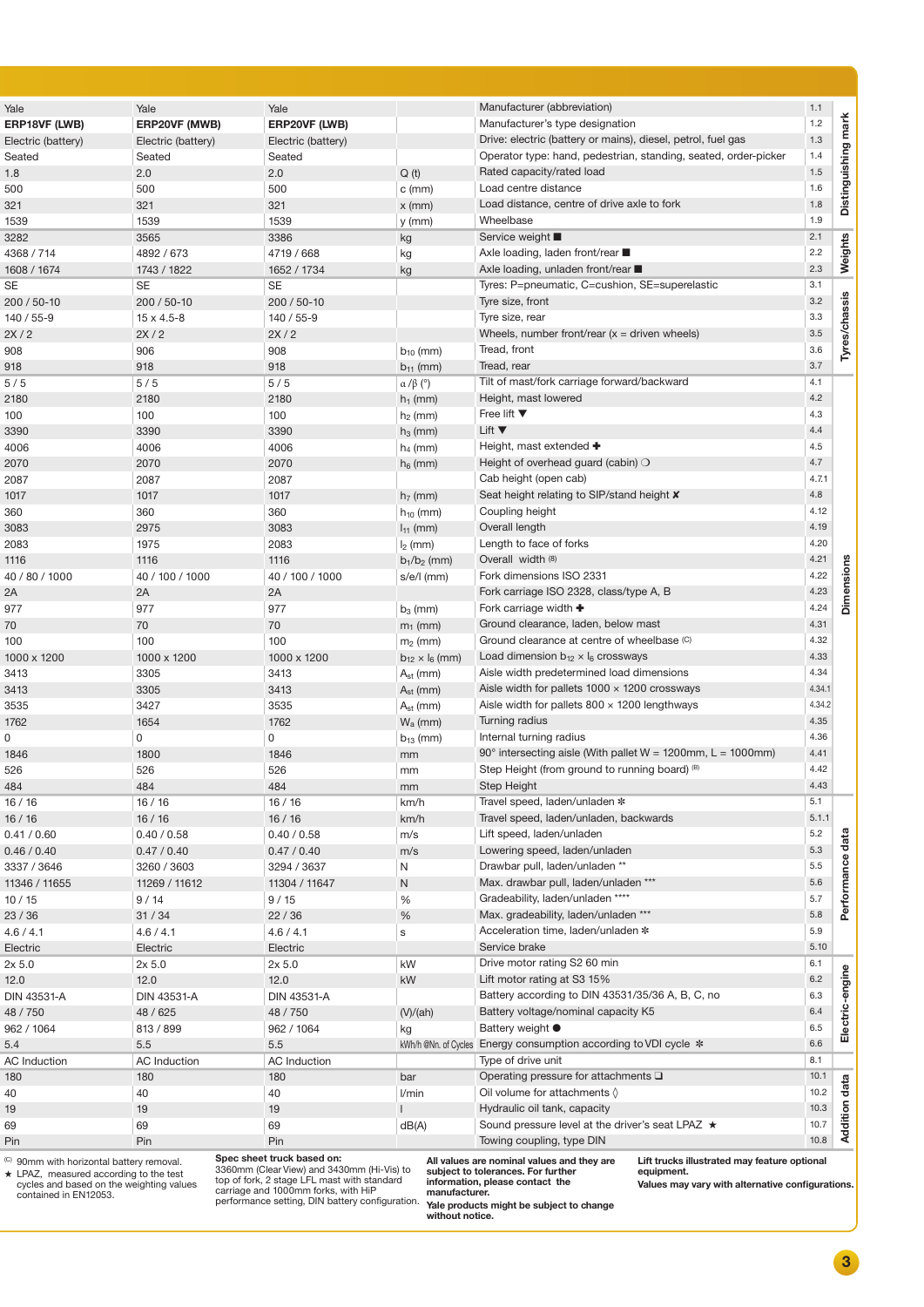| Yale | Yale | Yale | | Manufacturer (abbreviation) | 1.1 | Distinguishing mark |
|---|---|---|---|---|---|---|
| **ERP18VF (LWB)** | **ERP20VF (MWB)** | **ERP20VF (LWB)** | | Manufacturer's type designation | 1.2 | |
| Electric (battery) | Electric (battery) | Electric (battery) | | Drive: electric (battery or mains), diesel, petrol, fuel gas | 1.3 | |
| Seated | Seated | Seated | | Operator type: hand, pedestrian, standing, seated, order-picker | 1.4 | |
| 1.8 | 2.0 | 2.0 | Q (t) | Rated capacity/rated load | 1.5 | |
| 500 | 500 | 500 | c (mm) | Load centre distance | 1.6 | |
| 321 | 321 | 321 | x (mm) | Load distance, centre of drive axle to fork | 1.8 | |
| 1539 | 1539 | 1539 | y (mm) | Wheelbase | 1.9 | |
| 3282 | 3565 | 3386 | kg | Service weight ■ | 2.1 | Weights |
| 4368 / 714 | 4892 / 673 | 4719 / 668 | kg | Axle loading, laden front/rear ■ | 2.2 | |
| 1608 / 1674 | 1743 / 1822 | 1652 / 1734 | kg | Axle loading, unladen front/rear ■ | 2.3 | |
| SE | SE | SE | | Tyres: P=pneumatic, C=cushion, SE=superelastic | 3.1 | Tyres/chassis |
| 200 / 50-10 | 200 / 50-10 | 200 / 50-10 | | Tyre size, front | 3.2 | |
| 140 / 55-9 | 15 x 4.5-8 | 140 / 55-9 | | Tyre size, rear | 3.3 | |
| 2X / 2 | 2X / 2 | 2X / 2 | | Wheels, number front/rear (x = driven wheels) | 3.5 | |
| 908 | 906 | 908 | $b_{10}$ (mm) | Tread, front | 3.6 | |
| 918 | 918 | 918 | $b_{11}$ (mm) | Tread, rear | 3.7 | |
| 5 / 5 | 5 / 5 | 5 / 5 | $\alpha / \beta$ (°) | Tilt of mast/fork carriage forward/backward | 4.1 | Dimensions |
| 2180 | 2180 | 2180 | $h_1$ (mm) | Height, mast lowered | 4.2 | |
| 100 | 100 | 100 | $h_2$ (mm) | Free lift ▼ | 4.3 | |
| 3390 | 3390 | 3390 | $h_3$ (mm) | Lift ▼ | 4.4 | |
| 4006 | 4006 | 4006 | $h_4$ (mm) | Height, mast extended ✚ | 4.5 | |
| 2070 | 2070 | 2070 | $h_6$ (mm) | Height of overhead guard (cabin) ❍ | 4.7 | |
| 2087 | 2087 | 2087 | | Cab height (open cab) | 4.7.1 | |
| 1017 | 1017 | 1017 | $h_7$ (mm) | Seat height relating to SIP/stand height ✘ | 4.8 | |
| 360 | 360 | 360 | $h_{10}$ (mm) | Coupling height | 4.12 | |
| 3083 | 2975 | 3083 | $l_{11}$ (mm) | Overall length | 4.19 | |
| 2083 | 1975 | 2083 | $l_2$ (mm) | Length to face of forks | 4.20 | |
| 1116 | 1116 | 1116 | $b_1/b_2$ (mm) | Overall width (B) | 4.21 | |
| 40 / 80 / 1000 | 40 / 100 / 1000 | 40 / 100 / 1000 | s/e/l (mm) | Fork dimensions ISO 2331 | 4.22 | |
| 2A | 2A | 2A | | Fork carriage ISO 2328, class/type A, B | 4.23 | |
| 977 | 977 | 977 | $b_3$ (mm) | Fork carriage width ✚ | 4.24 | |
| 70 | 70 | 70 | $m_1$ (mm) | Ground clearance, laden, below mast | 4.31 | |
| 100 | 100 | 100 | $m_2$ (mm) | Ground clearance at centre of wheelbase (C) | 4.32 | |
| 1000 x 1200 | 1000 x 1200 | 1000 x 1200 | $b_{12} \times l_6$ (mm) | Load dimension $b_{12} \times l_6$ crossways | 4.33 | |
| 3413 | 3305 | 3413 | $A_{st}$ (mm) | Aisle width predetermined load dimensions | 4.34 | |
| 3413 | 3305 | 3413 | $A_{st}$ (mm) | Aisle width for pallets 1000 × 1200 crossways | 4.34.1 | |
| 3535 | 3427 | 3535 | $A_{st}$ (mm) | Aisle width for pallets 800 × 1200 lengthways | 4.34.2 | |
| 1762 | 1654 | 1762 | $W_a$ (mm) | Turning radius | 4.35 | |
| 0 | 0 | 0 | $b_{13}$ (mm) | Internal turning radius | 4.36 | |
| 1846 | 1800 | 1846 | mm | 90° intersecting aisle (With pallet W = 1200mm, L = 1000mm) | 4.41 | |
| 526 | 526 | 526 | mm | Step Height (from ground to running board) (B) | 4.42 | |
| 484 | 484 | 484 | mm | Step Height | 4.43 | |
| 16 / 16 | 16 / 16 | 16 / 16 | km/h | Travel speed, laden/unladen ✻ | 5.1 | Performance data |
| 16 / 16 | 16 / 16 | 16 / 16 | km/h | Travel speed, laden/unladen, backwards | 5.1.1 | |
| 0.41 / 0.60 | 0.40 / 0.58 | 0.40 / 0.58 | m/s | Lift speed, laden/unladen | 5.2 | |
| 0.46 / 0.40 | 0.47 / 0.40 | 0.47 / 0.40 | m/s | Lowering speed, laden/unladen | 5.3 | |
| 3337 / 3646 | 3260 / 3603 | 3294 / 3637 | N | Drawbar pull, laden/unladen ** | 5.5 | |
| 11346 / 11655 | 11269 / 11612 | 11304 / 11647 | N | Max. drawbar pull, laden/unladen *** | 5.6 | |
| 10 / 15 | 9 / 14 | 9 / 15 | % | Gradeability, laden/unladen **** | 5.7 | |
| 23 / 36 | 31 / 34 | 22 / 36 | % | Max. gradeability, laden/unladen *** | 5.8 | |
| 4.6 / 4.1 | 4.6 / 4.1 | 4.6 / 4.1 | s | Acceleration time, laden/unladen ✻ | 5.9 | |
| Electric | Electric | Electric | | Service brake | 5.10 | |
| 2x 5.0 | 2x 5.0 | 2x 5.0 | kW | Drive motor rating S2 60 min | 6.1 | Electric-engine |
| 12.0 | 12.0 | 12.0 | kW | Lift motor rating at S3 15% | 6.2 | |
| DIN 43531-A | DIN 43531-A | DIN 43531-A | | Battery according to DIN 43531/35/36 A, B, C, no | 6.3 | |
| 48 / 750 | 48 / 625 | 48 / 750 | (V)/(ah) | Battery voltage/nominal capacity K5 | 6.4 | |
| 962 / 1064 | 813 / 899 | 962 / 1064 | kg | Battery weight ● | 6.5 | |
| 5.4 | 5.5 | 5.5 | kWh/h @Nn. of Cycles | Energy consumption according to VDI cycle ✻ | 6.6 | |
| AC Induction | AC Induction | AC Induction | | Type of drive unit | 8.1 | |
| 180 | 180 | 180 | bar | Operating pressure for attachments ❑ | 10.1 | Addition data |
| 40 | 40 | 40 | l/min | Oil volume for attachments ◊ | 10.2 | |
| 19 | 19 | 19 | l | Hydraulic oil tank, capacity | 10.3 | |
| 69 | 69 | 69 | dB(A) | Sound pressure level at the driver's seat LPAZ ★ | 10.7 | |
| Pin | Pin | Pin | | Towing coupling, type DIN | 10.8 | |

(C) 90mm with horizontal battery removal.
★ LPAZ, measured according to the test cycles and based on the weighting values contained in EN12053.

**Spec sheet truck based on:**
3360mm (Clear View) and 3430mm (Hi-Vis) to top of fork, 2 stage LFL mast with standard carriage and 1000mm forks, with HiP performance setting, DIN battery configuration.

**All values are nominal values and they are subject to tolerances. For further information, please contact the manufacturer.**

**Yale products might be subject to change without notice.**

**Lift trucks illustrated may feature optional equipment.**

**Values may vary with alternative configurations.**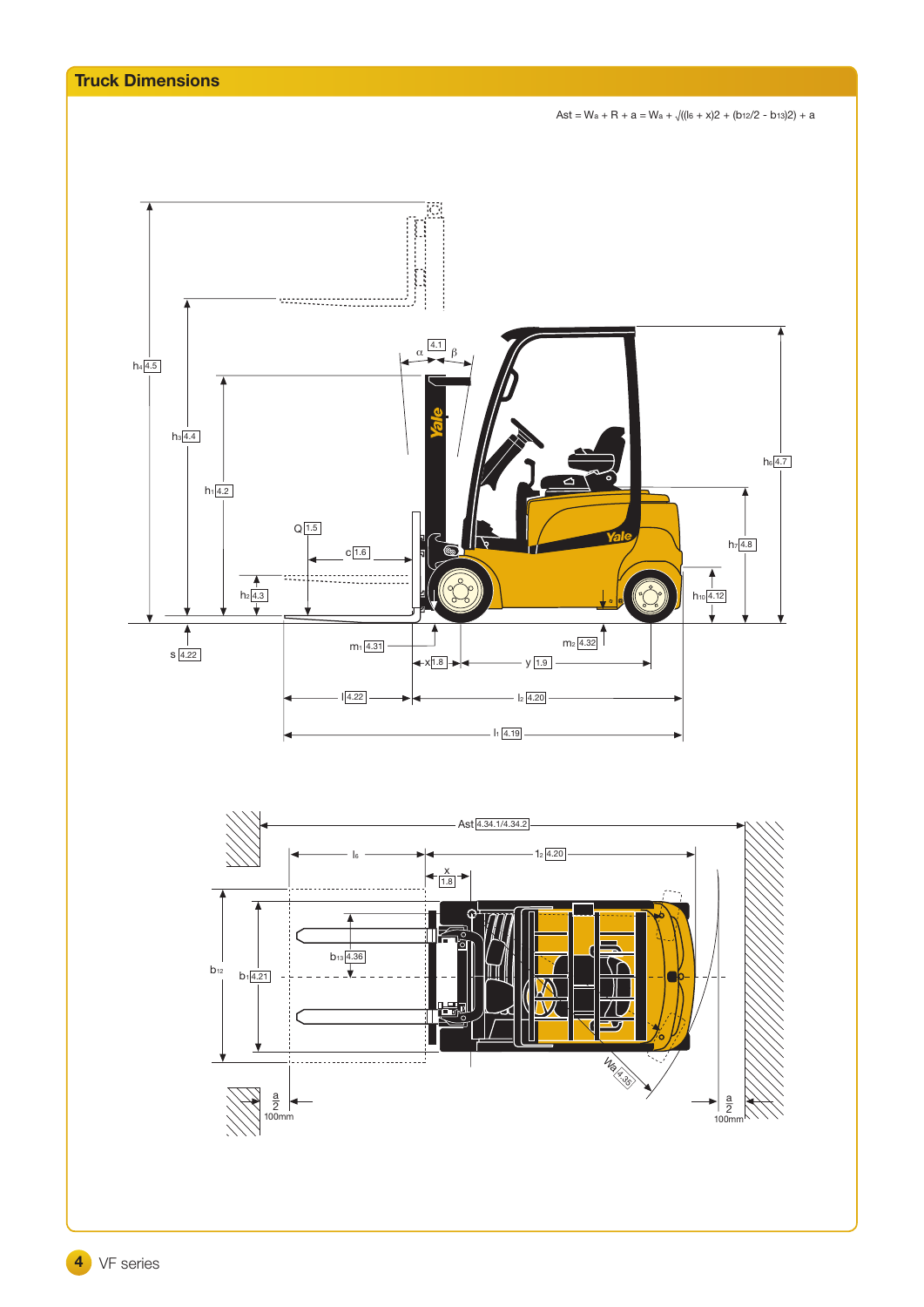## Truck Dimensions

$$Ast = W_a + R + a = W_a + \sqrt{((l_6 + x)2 + (b_{12}/2 - b_{13})2)} + a$$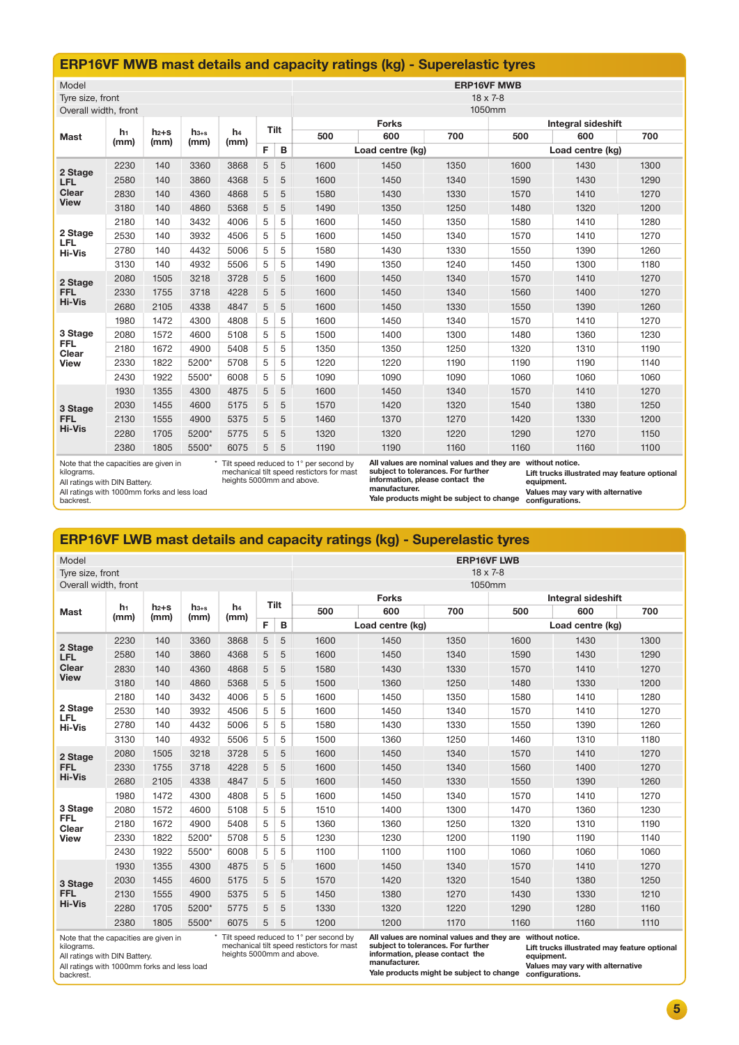## ERP16VF MWB mast details and capacity ratings (kg) - Superelastic tyres

| Model | | | | | | | ERP16VF MWB | | | | | |
|---|---|---|---|---|---|---|---|---|---|---|---|---|
| Tyre size, front | | | | | | | 18 x 7-8 | | | | | |
| Overall width, front | | | | | | | 1050mm | | | | | |
| Mast | $h_1$ (mm) | $h_{2}$+s (mm) | $h_{3}$+s (mm) | $h_4$ (mm) | Tilt | | Forks | | | Integral sideshift | | |
| | | | | | F | B | 500 | 600 | 700 | 500 | 600 | 700 |
| | | | | | | | Load centre (kg) | | | Load centre (kg) | | |
| 2 Stage LFL Clear View | 2230 | 140 | 3360 | 3868 | 5 | 5 | 1600 | 1450 | 1350 | 1600 | 1430 | 1300 |
| | 2580 | 140 | 3860 | 4368 | 5 | 5 | 1600 | 1450 | 1340 | 1590 | 1430 | 1290 |
| | 2830 | 140 | 4360 | 4868 | 5 | 5 | 1580 | 1430 | 1330 | 1570 | 1410 | 1270 |
| | 3180 | 140 | 4860 | 5368 | 5 | 5 | 1490 | 1350 | 1250 | 1480 | 1320 | 1200 |
| 2 Stage LFL Hi-Vis | 2180 | 140 | 3432 | 4006 | 5 | 5 | 1600 | 1450 | 1350 | 1580 | 1410 | 1280 |
| | 2530 | 140 | 3932 | 4506 | 5 | 5 | 1600 | 1450 | 1340 | 1570 | 1410 | 1270 |
| | 2780 | 140 | 4432 | 5006 | 5 | 5 | 1580 | 1430 | 1330 | 1550 | 1390 | 1260 |
| | 3130 | 140 | 4932 | 5506 | 5 | 5 | 1490 | 1350 | 1240 | 1450 | 1300 | 1180 |
| 2 Stage FFL Hi-Vis | 2080 | 1505 | 3218 | 3728 | 5 | 5 | 1600 | 1450 | 1340 | 1570 | 1410 | 1270 |
| | 2330 | 1755 | 3718 | 4228 | 5 | 5 | 1600 | 1450 | 1340 | 1560 | 1400 | 1270 |
| | 2680 | 2105 | 4338 | 4847 | 5 | 5 | 1600 | 1450 | 1330 | 1550 | 1390 | 1260 |
| 3 Stage FFL Clear View | 1980 | 1472 | 4300 | 4808 | 5 | 5 | 1600 | 1450 | 1340 | 1570 | 1410 | 1270 |
| | 2080 | 1572 | 4600 | 5108 | 5 | 5 | 1500 | 1400 | 1300 | 1480 | 1360 | 1230 |
| | 2180 | 1672 | 4900 | 5408 | 5 | 5 | 1350 | 1350 | 1250 | 1320 | 1310 | 1190 |
| | 2330 | 1822 | 5200* | 5708 | 5 | 5 | 1220 | 1220 | 1190 | 1190 | 1190 | 1140 |
| | 2430 | 1922 | 5500* | 6008 | 5 | 5 | 1090 | 1090 | 1090 | 1060 | 1060 | 1060 |
| 3 Stage FFL Hi-Vis | 1930 | 1355 | 4300 | 4875 | 5 | 5 | 1600 | 1450 | 1340 | 1570 | 1410 | 1270 |
| | 2030 | 1455 | 4600 | 5175 | 5 | 5 | 1570 | 1420 | 1320 | 1540 | 1380 | 1250 |
| | 2130 | 1555 | 4900 | 5375 | 5 | 5 | 1460 | 1370 | 1270 | 1420 | 1330 | 1200 |
| | 2280 | 1705 | 5200* | 5775 | 5 | 5 | 1320 | 1320 | 1220 | 1290 | 1270 | 1150 |
| | 2380 | 1805 | 5500* | 6075 | 5 | 5 | 1190 | 1190 | 1160 | 1160 | 1160 | 1100 |

Note that the capacities are given in kilograms.
All ratings with DIN Battery.
All ratings with 1000mm forks and less load backrest.

* Tilt speed reduced to 1° per second by mechanical tilt speed restictors for mast heights 5000mm and above.

**All values are nominal values and they are subject to tolerances. For further information, please contact the manufacturer.**
**Yale products might be subject to change without notice.**
**Lift trucks illustrated may feature optional equipment.**
**Values may vary with alternative configurations.**

## ERP16VF LWB mast details and capacity ratings (kg) - Superelastic tyres

| Model | | | | | | | ERP16VF LWB | | | | | |
|---|---|---|---|---|---|---|---|---|---|---|---|---|
| Tyre size, front | | | | | | | 18 x 7-8 | | | | | |
| Overall width, front | | | | | | | 1050mm | | | | | |
| Mast | $h_1$ (mm) | $h_{2}$+s (mm) | $h_{3}$+s (mm) | $h_4$ (mm) | Tilt | | Forks | | | Integral sideshift | | |
| | | | | | F | B | 500 | 600 | 700 | 500 | 600 | 700 |
| | | | | | | | Load centre (kg) | | | Load centre (kg) | | |
| 2 Stage LFL Clear View | 2230 | 140 | 3360 | 3868 | 5 | 5 | 1600 | 1450 | 1350 | 1600 | 1430 | 1300 |
| | 2580 | 140 | 3860 | 4368 | 5 | 5 | 1600 | 1450 | 1340 | 1590 | 1430 | 1290 |
| | 2830 | 140 | 4360 | 4868 | 5 | 5 | 1580 | 1430 | 1330 | 1570 | 1410 | 1270 |
| | 3180 | 140 | 4860 | 5368 | 5 | 5 | 1500 | 1360 | 1250 | 1480 | 1330 | 1200 |
| 2 Stage LFL Hi-Vis | 2180 | 140 | 3432 | 4006 | 5 | 5 | 1600 | 1450 | 1350 | 1580 | 1410 | 1280 |
| | 2530 | 140 | 3932 | 4506 | 5 | 5 | 1600 | 1450 | 1340 | 1570 | 1410 | 1270 |
| | 2780 | 140 | 4432 | 5006 | 5 | 5 | 1580 | 1430 | 1330 | 1550 | 1390 | 1260 |
| | 3130 | 140 | 4932 | 5506 | 5 | 5 | 1500 | 1360 | 1250 | 1460 | 1310 | 1180 |
| 2 Stage FFL Hi-Vis | 2080 | 1505 | 3218 | 3728 | 5 | 5 | 1600 | 1450 | 1340 | 1570 | 1410 | 1270 |
| | 2330 | 1755 | 3718 | 4228 | 5 | 5 | 1600 | 1450 | 1340 | 1560 | 1400 | 1270 |
| | 2680 | 2105 | 4338 | 4847 | 5 | 5 | 1600 | 1450 | 1330 | 1550 | 1390 | 1260 |
| 3 Stage FFL Clear View | 1980 | 1472 | 4300 | 4808 | 5 | 5 | 1600 | 1450 | 1340 | 1570 | 1410 | 1270 |
| | 2080 | 1572 | 4600 | 5108 | 5 | 5 | 1510 | 1400 | 1300 | 1470 | 1360 | 1230 |
| | 2180 | 1672 | 4900 | 5408 | 5 | 5 | 1360 | 1360 | 1250 | 1320 | 1310 | 1190 |
| | 2330 | 1822 | 5200* | 5708 | 5 | 5 | 1230 | 1230 | 1200 | 1190 | 1190 | 1140 |
| | 2430 | 1922 | 5500* | 6008 | 5 | 5 | 1100 | 1100 | 1100 | 1060 | 1060 | 1060 |
| 3 Stage FFL Hi-Vis | 1930 | 1355 | 4300 | 4875 | 5 | 5 | 1600 | 1450 | 1340 | 1570 | 1410 | 1270 |
| | 2030 | 1455 | 4600 | 5175 | 5 | 5 | 1570 | 1420 | 1320 | 1540 | 1380 | 1250 |
| | 2130 | 1555 | 4900 | 5375 | 5 | 5 | 1450 | 1380 | 1270 | 1430 | 1330 | 1210 |
| | 2280 | 1705 | 5200* | 5775 | 5 | 5 | 1330 | 1320 | 1220 | 1290 | 1280 | 1160 |
| | 2380 | 1805 | 5500* | 6075 | 5 | 5 | 1200 | 1200 | 1170 | 1160 | 1160 | 1110 |

Note that the capacities are given in kilograms.
All ratings with DIN Battery.
All ratings with 1000mm forks and less load backrest.

* Tilt speed reduced to 1° per second by mechanical tilt speed restictors for mast heights 5000mm and above.

**All values are nominal values and they are subject to tolerances. For further information, please contact the manufacturer.**
**Yale products might be subject to change without notice.**
**Lift trucks illustrated may feature optional equipment.**
**Values may vary with alternative configurations.**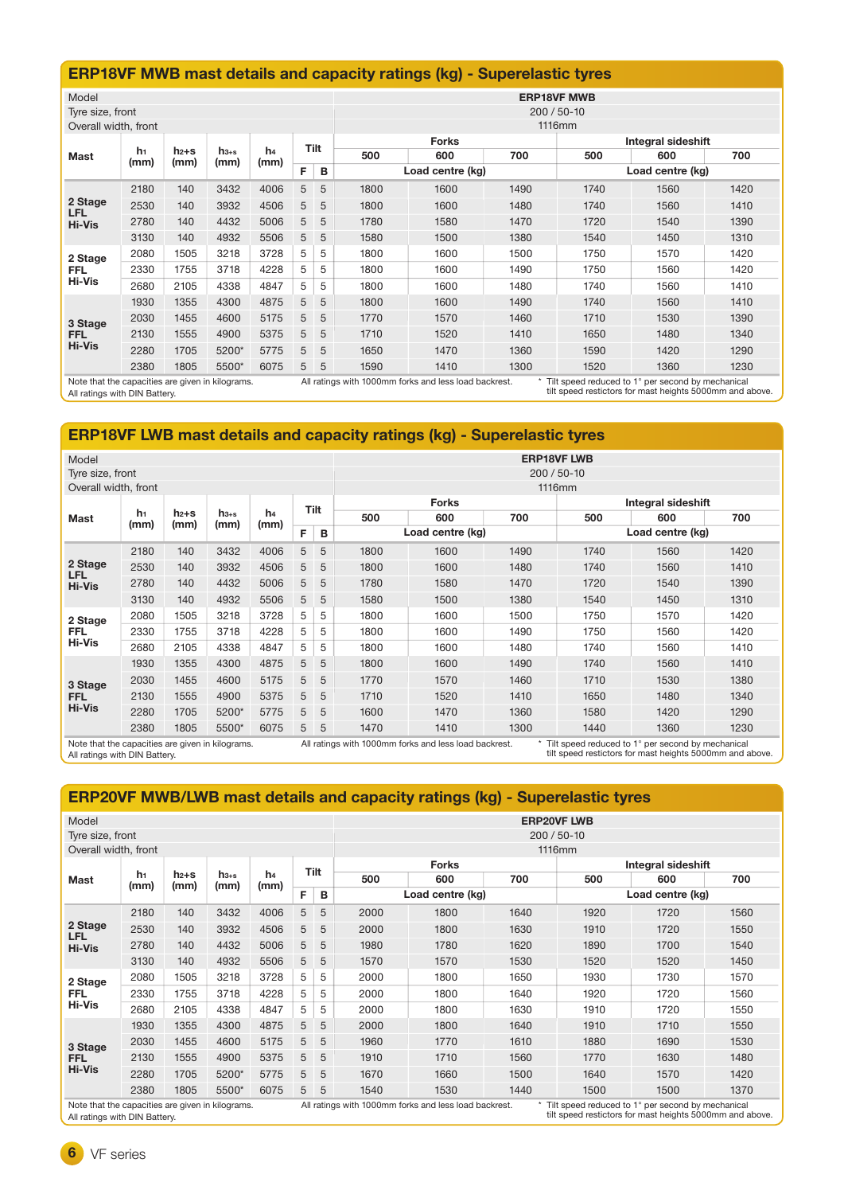## ERP18VF MWB mast details and capacity ratings (kg) - Superelastic tyres

| Model | | | | | | | ERP18VF MWB | | | | | |
|---|---|---|---|---|---|---|---|---|---|---|---|---|
| Tyre size, front | | | | | | | 200 / 50-10 | | | | | |
| Overall width, front | | | | | | | 1116mm | | | | | |
| Mast | $h_1$ (mm) | $h_{2+s}$ (mm) | $h_{3+s}$ (mm) | $h_4$ (mm) | Tilt | | Forks | | | Integral sideshift | | |
| | | | | | F | B | 500 | 600 | 700 | 500 | 600 | 700 |
| | | | | | | | Load centre (kg) | | | Load centre (kg) | | |
| 2 Stage LFL Hi-Vis | 2180 | 140 | 3432 | 4006 | 5 | 5 | 1800 | 1600 | 1490 | 1740 | 1560 | 1420 |
| | 2530 | 140 | 3932 | 4506 | 5 | 5 | 1800 | 1600 | 1480 | 1740 | 1560 | 1410 |
| | 2780 | 140 | 4432 | 5006 | 5 | 5 | 1780 | 1580 | 1470 | 1720 | 1540 | 1390 |
| | 3130 | 140 | 4932 | 5506 | 5 | 5 | 1580 | 1500 | 1380 | 1540 | 1450 | 1310 |
| 2 Stage FFL Hi-Vis | 2080 | 1505 | 3218 | 3728 | 5 | 5 | 1800 | 1600 | 1500 | 1750 | 1570 | 1420 |
| | 2330 | 1755 | 3718 | 4228 | 5 | 5 | 1800 | 1600 | 1490 | 1750 | 1560 | 1420 |
| | 2680 | 2105 | 4338 | 4847 | 5 | 5 | 1800 | 1600 | 1480 | 1740 | 1560 | 1410 |
| 3 Stage FFL Hi-Vis | 1930 | 1355 | 4300 | 4875 | 5 | 5 | 1800 | 1600 | 1490 | 1740 | 1560 | 1410 |
| | 2030 | 1455 | 4600 | 5175 | 5 | 5 | 1770 | 1570 | 1460 | 1710 | 1530 | 1390 |
| | 2130 | 1555 | 4900 | 5375 | 5 | 5 | 1710 | 1520 | 1410 | 1650 | 1480 | 1340 |
| | 2280 | 1705 | 5200* | 5775 | 5 | 5 | 1650 | 1470 | 1360 | 1590 | 1420 | 1290 |
| | 2380 | 1805 | 5500* | 6075 | 5 | 5 | 1590 | 1410 | 1300 | 1520 | 1360 | 1230 |

Note that the capacities are given in kilograms.
All ratings with DIN Battery.
All ratings with 1000mm forks and less load backrest.
* Tilt speed reduced to 1° per second by mechanical tilt speed restictors for mast heights 5000mm and above.

## ERP18VF LWB mast details and capacity ratings (kg) - Superelastic tyres

| Model | | | | | | | ERP18VF LWB | | | | | |
|---|---|---|---|---|---|---|---|---|---|---|---|---|
| Tyre size, front | | | | | | | 200 / 50-10 | | | | | |
| Overall width, front | | | | | | | 1116mm | | | | | |
| Mast | $h_1$ (mm) | $h_{2+s}$ (mm) | $h_{3+s}$ (mm) | $h_4$ (mm) | Tilt | | Forks | | | Integral sideshift | | |
| | | | | | F | B | 500 | 600 | 700 | 500 | 600 | 700 |
| | | | | | | | Load centre (kg) | | | Load centre (kg) | | |
| 2 Stage LFL Hi-Vis | 2180 | 140 | 3432 | 4006 | 5 | 5 | 1800 | 1600 | 1490 | 1740 | 1560 | 1420 |
| | 2530 | 140 | 3932 | 4506 | 5 | 5 | 1800 | 1600 | 1480 | 1740 | 1560 | 1410 |
| | 2780 | 140 | 4432 | 5006 | 5 | 5 | 1780 | 1580 | 1470 | 1720 | 1540 | 1390 |
| | 3130 | 140 | 4932 | 5506 | 5 | 5 | 1580 | 1500 | 1380 | 1540 | 1450 | 1310 |
| 2 Stage FFL Hi-Vis | 2080 | 1505 | 3218 | 3728 | 5 | 5 | 1800 | 1600 | 1500 | 1750 | 1570 | 1420 |
| | 2330 | 1755 | 3718 | 4228 | 5 | 5 | 1800 | 1600 | 1490 | 1750 | 1560 | 1420 |
| | 2680 | 2105 | 4338 | 4847 | 5 | 5 | 1800 | 1600 | 1480 | 1740 | 1560 | 1410 |
| 3 Stage FFL Hi-Vis | 1930 | 1355 | 4300 | 4875 | 5 | 5 | 1800 | 1600 | 1490 | 1740 | 1560 | 1410 |
| | 2030 | 1455 | 4600 | 5175 | 5 | 5 | 1770 | 1570 | 1460 | 1710 | 1530 | 1380 |
| | 2130 | 1555 | 4900 | 5375 | 5 | 5 | 1710 | 1520 | 1410 | 1650 | 1480 | 1340 |
| | 2280 | 1705 | 5200* | 5775 | 5 | 5 | 1600 | 1470 | 1360 | 1580 | 1420 | 1290 |
| | 2380 | 1805 | 5500* | 6075 | 5 | 5 | 1470 | 1410 | 1300 | 1440 | 1360 | 1230 |

Note that the capacities are given in kilograms.
All ratings with DIN Battery.
All ratings with 1000mm forks and less load backrest.
* Tilt speed reduced to 1° per second by mechanical tilt speed restictors for mast heights 5000mm and above.

## ERP20VF MWB/LWB mast details and capacity ratings (kg) - Superelastic tyres

| Model | | | | | | | ERP20VF LWB | | | | | |
|---|---|---|---|---|---|---|---|---|---|---|---|---|
| Tyre size, front | | | | | | | 200 / 50-10 | | | | | |
| Overall width, front | | | | | | | 1116mm | | | | | |
| Mast | $h_1$ (mm) | $h_{2+s}$ (mm) | $h_{3+s}$ (mm) | $h_4$ (mm) | Tilt | | Forks | | | Integral sideshift | | |
| | | | | | F | B | 500 | 600 | 700 | 500 | 600 | 700 |
| | | | | | | | Load centre (kg) | | | Load centre (kg) | | |
| 2 Stage LFL Hi-Vis | 2180 | 140 | 3432 | 4006 | 5 | 5 | 2000 | 1800 | 1640 | 1920 | 1720 | 1560 |
| | 2530 | 140 | 3932 | 4506 | 5 | 5 | 2000 | 1800 | 1630 | 1910 | 1720 | 1550 |
| | 2780 | 140 | 4432 | 5006 | 5 | 5 | 1980 | 1780 | 1620 | 1890 | 1700 | 1540 |
| | 3130 | 140 | 4932 | 5506 | 5 | 5 | 1570 | 1570 | 1530 | 1520 | 1520 | 1450 |
| 2 Stage FFL Hi-Vis | 2080 | 1505 | 3218 | 3728 | 5 | 5 | 2000 | 1800 | 1650 | 1930 | 1730 | 1570 |
| | 2330 | 1755 | 3718 | 4228 | 5 | 5 | 2000 | 1800 | 1640 | 1920 | 1720 | 1560 |
| | 2680 | 2105 | 4338 | 4847 | 5 | 5 | 2000 | 1800 | 1630 | 1910 | 1720 | 1550 |
| 3 Stage FFL Hi-Vis | 1930 | 1355 | 4300 | 4875 | 5 | 5 | 2000 | 1800 | 1640 | 1910 | 1710 | 1550 |
| | 2030 | 1455 | 4600 | 5175 | 5 | 5 | 1960 | 1770 | 1610 | 1880 | 1690 | 1530 |
| | 2130 | 1555 | 4900 | 5375 | 5 | 5 | 1910 | 1710 | 1560 | 1770 | 1630 | 1480 |
| | 2280 | 1705 | 5200* | 5775 | 5 | 5 | 1670 | 1660 | 1500 | 1640 | 1570 | 1420 |
| | 2380 | 1805 | 5500* | 6075 | 5 | 5 | 1540 | 1530 | 1440 | 1500 | 1500 | 1370 |

Note that the capacities are given in kilograms.
All ratings with DIN Battery.
All ratings with 1000mm forks and less load backrest.
* Tilt speed reduced to 1° per second by mechanical tilt speed restictors for mast heights 5000mm and above.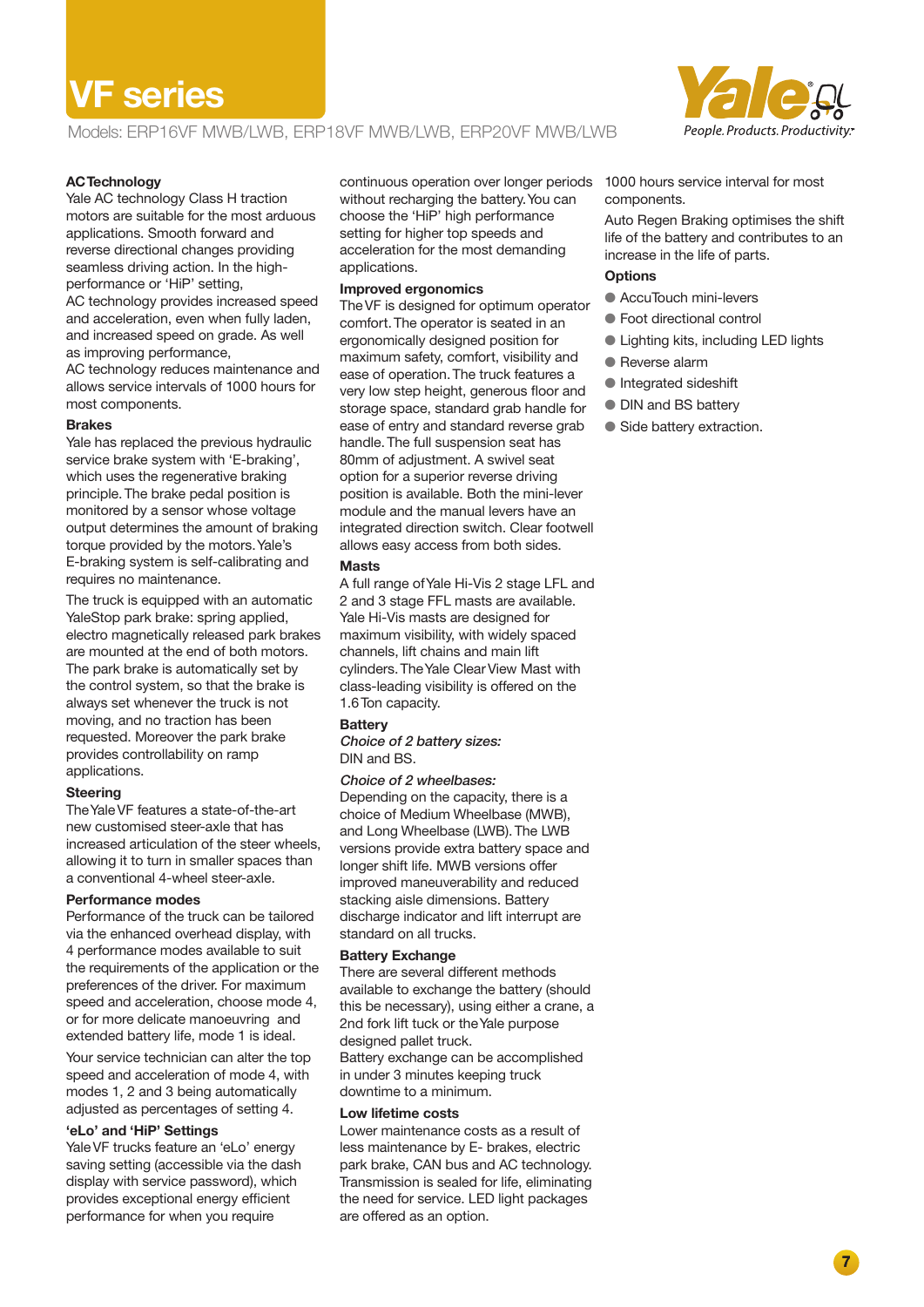# VF series

Models: ERP16VF MWB/LWB, ERP18VF MWB/LWB, ERP20VF MWB/LWB

Yale People. Products. Productivity.

### AC Technology

Yale AC technology Class H traction motors are suitable for the most arduous applications. Smooth forward and reverse directional changes providing seamless driving action. In the high-performance or 'HiP' setting,
AC technology provides increased speed and acceleration, even when fully laden, and increased speed on grade. As well as improving performance,
AC technology reduces maintenance and allows service intervals of 1000 hours for most components.

### Brakes

Yale has replaced the previous hydraulic service brake system with 'E-braking', which uses the regenerative braking principle. The brake pedal position is monitored by a sensor whose voltage output determines the amount of braking torque provided by the motors. Yale's E-braking system is self-calibrating and requires no maintenance.

The truck is equipped with an automatic YaleStop park brake: spring applied, electro magnetically released park brakes are mounted at the end of both motors. The park brake is automatically set by the control system, so that the brake is always set whenever the truck is not moving, and no traction has been requested. Moreover the park brake provides controllability on ramp applications.

### Steering

The Yale VF features a state-of-the-art new customised steer-axle that has increased articulation of the steer wheels, allowing it to turn in smaller spaces than a conventional 4-wheel steer-axle.

### Performance modes

Performance of the truck can be tailored via the enhanced overhead display, with 4 performance modes available to suit the requirements of the application or the preferences of the driver. For maximum speed and acceleration, choose mode 4, or for more delicate manoeuvring and extended battery life, mode 1 is ideal.

Your service technician can alter the top speed and acceleration of mode 4, with modes 1, 2 and 3 being automatically adjusted as percentages of setting 4.

### 'eLo' and 'HiP' Settings

Yale VF trucks feature an 'eLo' energy saving setting (accessible via the dash display with service password), which provides exceptional energy efficient performance for when you require continuous operation over longer periods without recharging the battery. You can choose the 'HiP' high performance setting for higher top speeds and acceleration for the most demanding applications.

### Improved ergonomics

The VF is designed for optimum operator comfort. The operator is seated in an ergonomically designed position for maximum safety, comfort, visibility and ease of operation. The truck features a very low step height, generous floor and storage space, standard grab handle for ease of entry and standard reverse grab handle. The full suspension seat has 80mm of adjustment. A swivel seat option for a superior reverse driving position is available. Both the mini-lever module and the manual levers have an integrated direction switch. Clear footwell allows easy access from both sides.

### Masts

A full range of Yale Hi-Vis 2 stage LFL and 2 and 3 stage FFL masts are available. Yale Hi-Vis masts are designed for maximum visibility, with widely spaced channels, lift chains and main lift cylinders. The Yale Clear View Mast with class-leading visibility is offered on the 1.6 Ton capacity.

### Battery

*Choice of 2 battery sizes:*
DIN and BS.

*Choice of 2 wheelbases:*
Depending on the capacity, there is a choice of Medium Wheelbase (MWB), and Long Wheelbase (LWB). The LWB versions provide extra battery space and longer shift life. MWB versions offer improved maneuverability and reduced stacking aisle dimensions. Battery discharge indicator and lift interrupt are standard on all trucks.

### Battery Exchange

There are several different methods available to exchange the battery (should this be necessary), using either a crane, a 2nd fork lift tuck or the Yale purpose designed pallet truck.
Battery exchange can be accomplished in under 3 minutes keeping truck downtime to a minimum.

### Low lifetime costs

Lower maintenance costs as a result of less maintenance by E- brakes, electric park brake, CAN bus and AC technology. Transmission is sealed for life, eliminating the need for service. LED light packages are offered as an option.

1000 hours service interval for most components.

Auto Regen Braking optimises the shift life of the battery and contributes to an increase in the life of parts.

### Options

- AccuTouch mini-levers
- Foot directional control
- Lighting kits, including LED lights
- Reverse alarm
- Integrated sideshift
- DIN and BS battery
- Side battery extraction.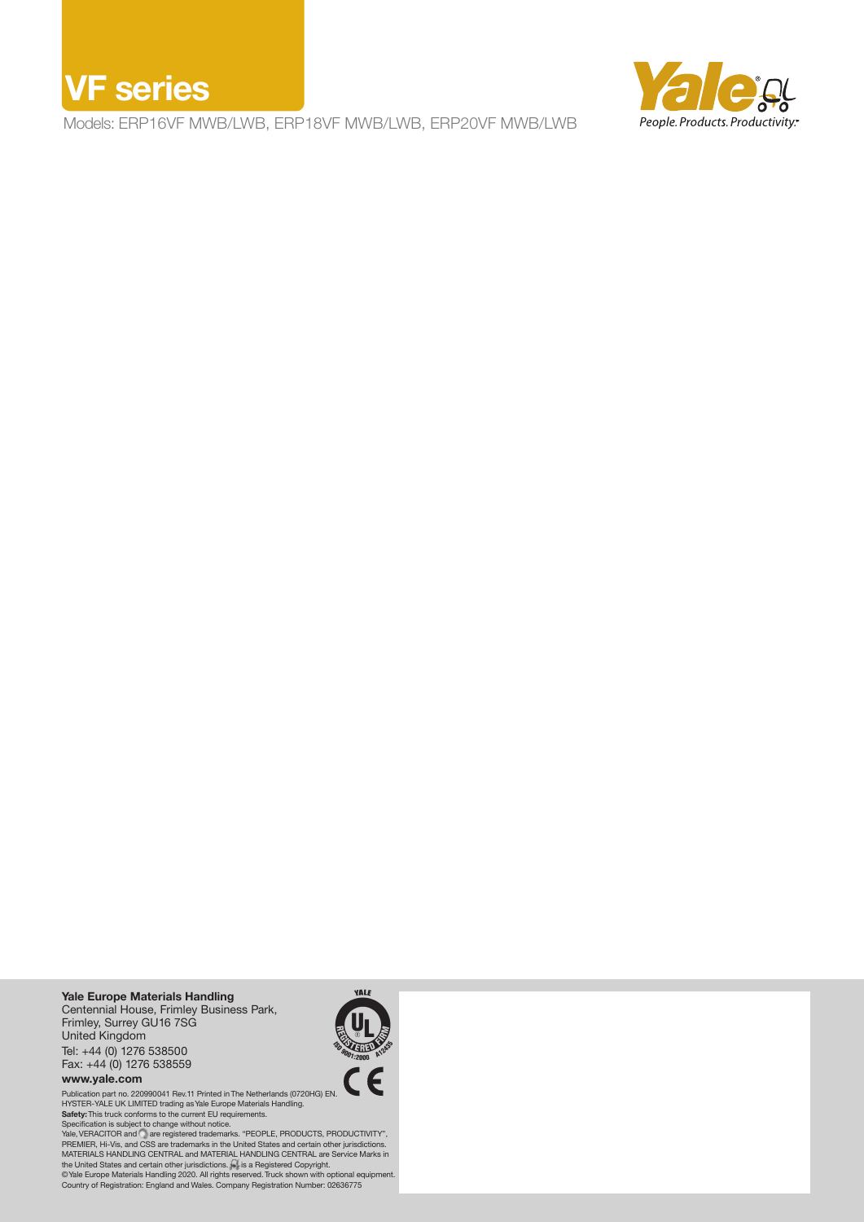# VF series

Models: ERP16VF MWB/LWB, ERP18VF MWB/LWB, ERP20VF MWB/LWB

People. Products. Productivity.

**Yale Europe Materials Handling**
Centennial House, Frimley Business Park,
Frimley, Surrey GU16 7SG
United Kingdom
Tel: +44 (0) 1276 538500
Fax: +44 (0) 1276 538559

**www.yale.com**

Publication part no. 220990041 Rev.11 Printed in The Netherlands (0720HG) EN.
HYSTER-YALE UK LIMITED trading as Yale Europe Materials Handling.
**Safety:** This truck conforms to the current EU requirements.
Specification is subject to change without notice.
Yale, VERACITOR and are registered trademarks. "PEOPLE, PRODUCTS, PRODUCTIVITY", PREMIER, Hi-Vis, and CSS are trademarks in the United States and certain other jurisdictions. MATERIALS HANDLING CENTRAL and MATERIAL HANDLING CENTRAL are Service Marks in the United States and certain other jurisdictions. is a Registered Copyright.
© Yale Europe Materials Handling 2020. All rights reserved. Truck shown with optional equipment.
Country of Registration: England and Wales. Company Registration Number: 02636775